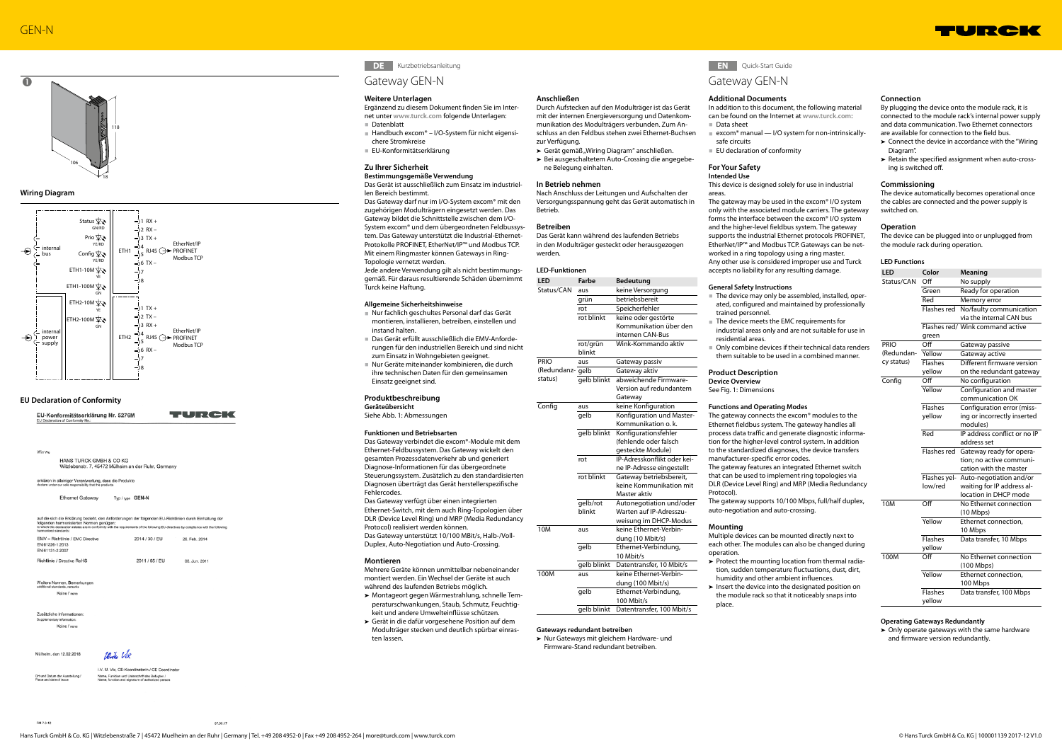# GEN-N

❶

118

106

18

## Wiring Diagram

Status GN/RD
Prio YE/RD
Config YE/RD
ETH1-10M YE
ETH1-100M GN
ETH2-10M YE
ETH2-100M GN

internal bus
internal power supply

ETH1: 1 RX+, 2 RX–, 3 TX+, 4, 5 RJ45, 6 TX–, 7, 8 — EtherNet/IP, PROFINET, Modbus TCP
ETH2: 1 TX+, 2 TX–, 3 RX+, 4, 5 RJ45, 6 RX–, 7, 8 — EtherNet/IP, PROFINET, Modbus TCP

## EU Declaration of Conformity

EU-Konformitätserklärung Nr. 5276M
EU Declaration of Conformity No.:

TURCK

Wir/We

HANS TURCK GMBH & CO KG
Witzlebenstr. 7, 45472 Mülheim an der Ruhr, Germany

erklären in alleiniger Verantwortung, dass die Produkte
declare under our sole responsibility that the products

Ethernet Gateway — Typ / type GEN-N

auf die sich die Erklärung bezieht, den Anforderungen der folgenden EU-Richtlinien durch Einhaltung der folgenden harmonisierten Normen genügen:
to which this declaration relates are in conformity with the requirements of the following EU-directives by compliance with the following harmonised standards:

| | | |
|---|---|---|
| EMV – Richtlinie / EMC Directive<br>EN 61326-1:2013<br>EN 61131-2:2007 | 2014 / 30 / EU | 26. Feb. 2014 |
| Richtlinie / Directive RoHS | 2011 / 65 / EU | 08. Jun. 2011 |

Weitere Normen, Bemerkungen
additional standards, remarks
Keine / none

Zusätzliche Informationen:
Supplementary information:
Keine / none

Mülheim, den 12.02.2016

i.V. U. Vix, CE-Koordinatorin / CE Coordinator

Ort und Datum der Ausstellung / Place and date of issue
Name, Funktion und Unterschrift des Befugten / Name, function and signature of authorized person

FM 7.3-12 — 07.08.17

---

**DE** Kurzbetriebsanleitung

# Gateway GEN-N

### Weitere Unterlagen

Ergänzend zu diesem Dokument finden Sie im Internet unter www.turck.com folgende Unterlagen:

- Datenblatt
- Handbuch excom® – I/O-System für nicht eigensichere Stromkreise
- EU-Konformitätserklärung

### Zu Ihrer Sicherheit

**Bestimmungsgemäße Verwendung**

Das Gerät ist ausschließlich zum Einsatz im industriellen Bereich bestimmt.

Das Gateway darf nur im I/O-System excom® mit den zugehörigen Modulträgern eingesetzt werden. Das Gateway bildet die Schnittstelle zwischen dem I/O-System excom® und dem übergeordneten Feldbussystem. Das Gateway unterstützt die Industrial-Ethernet-Protokolle PROFINET, EtherNet/IP™ und Modbus TCP. Mit einem Ringmaster können Gateways in Ring-Topologie vernetzt werden.

Jede andere Verwendung gilt als nicht bestimmungsgemäß. Für daraus resultierende Schäden übernimmt Turck keine Haftung.

**Allgemeine Sicherheitshinweise**

- Nur fachlich geschultes Personal darf das Gerät montieren, installieren, betreiben, einstellen und instand halten.
- Das Gerät erfüllt ausschließlich die EMV-Anforderungen für den industriellen Bereich und sind nicht zum Einsatz in Wohngebieten geeignet.
- Nur Geräte miteinander kombinieren, die durch ihre technischen Daten für den gemeinsamen Einsatz geeignet sind.

### Produktbeschreibung

**Geräteübersicht**

Siehe Abb. 1: Abmessungen

**Funktionen und Betriebsarten**

Das Gateway verbindet die excom®-Module mit dem Ethernet-Feldbussystem. Das Gateway wickelt den gesamten Prozessdatenverkehr ab und generiert Diagnose-Informationen für das übergeordnete Steuerungssystem. Zusätzlich zu den standardisierten Diagnosen überträgt das Gerät herstellerspezifische Fehlercodes.

Das Gateway verfügt über einen integrierten Ethernet-Switch, mit dem auch Ring-Topologien über DLR (Device Level Ring) und MRP (Media Redundancy Protocol) realisiert werden können.

Das Gateway unterstützt 10/100 MBit/s, Halb-/Voll-Duplex, Auto-Negotiation und Auto-Crossing.

### Montieren

Mehrere Geräte können unmittelbar nebeneinander montiert werden. Ein Wechsel der Geräte ist auch während des laufenden Betriebs möglich.

- ➤ Montageort gegen Wärmestrahlung, schnelle Temperaturschwankungen, Staub, Schmutz, Feuchtigkeit und andere Umwelteinflüsse schützen.
- ➤ Gerät in die dafür vorgesehene Position auf dem Modulträger stecken und deutlich spürbar einrasten lassen.

### Anschließen

Durch Aufstecken auf den Modulträger ist das Gerät mit der internen Energieversorgung und Datenkommunikation des Modulträgers verbunden. Zum Anschluss an den Feldbus stehen zwei Ethernet-Buchsen zur Verfügung.

- ➤ Gerät gemäß „Wiring Diagram" anschließen.
- ➤ Bei ausgeschaltetem Auto-Crossing die angegebene Belegung einhalten.

### In Betrieb nehmen

Nach Anschluss der Leitungen und Aufschalten der Versorgungsspannung geht das Gerät automatisch in Betrieb.

### Betreiben

Das Gerät kann während des laufenden Betriebs in den Modulträger gesteckt oder herausgezogen werden.

**LED-Funktionen**

| LED | Farbe | Bedeutung |
|---|---|---|
| Status/CAN | aus | keine Versorgung |
| | grün | betriebsbereit |
| | rot | Speicherfehler |
| | rot blinkt | keine oder gestörte Kommunikation über den internen CAN-Bus |
| | rot/grün blinkt | Wink-Kommando aktiv |
| PRIO (Redundanz-status) | aus | Gateway passiv |
| | gelb | Gateway aktiv |
| | gelb blinkt | abweichende Firmware-Version auf redundantem Gateway |
| Config | aus | keine Konfiguration |
| | gelb | Konfiguration und Master-Kommunikation o. k. |
| | gelb blinkt | Konfigurationsfehler (fehlende oder falsch gesteckte Module) |
| | rot | IP-Adresskonflikt oder keine IP-Adresse eingestellt |
| | rot blinkt | Gateway betriebsbereit, keine Kommunikation mit Master aktiv |
| | gelb/rot blinkt | Autonegotiation und/oder Warten auf IP-Adresszuweisung im DHCP-Modus |
| 10M | aus | keine Ethernet-Verbindung (10 Mbit/s) |
| | gelb | Ethernet-Verbindung, 10 Mbit/s |
| | gelb blinkt | Datentransfer, 10 Mbit/s |
| 100M | aus | keine Ethernet-Verbindung (100 Mbit/s) |
| | gelb | Ethernet-Verbindung, 100 Mbit/s |
| | gelb blinkt | Datentransfer, 100 Mbit/s |

**Gateways redundant betreiben**

- ➤ Nur Gateways mit gleichem Hardware- und Firmware-Stand redundant betreiben.

---

**EN** Quick-Start Guide

# Gateway GEN-N

### Additional Documents

In addition to this document, the following material can be found on the Internet at www.turck.com:

- Data sheet
- excom® manual — I/O system for non-intrinsically-safe circuits
- EU declaration of conformity

### For Your Safety

**Intended Use**

This device is designed solely for use in industrial areas.

The gateway may be used in the excom® I/O system only with the associated module carriers. The gateway forms the interface between the excom® I/O system and the higher-level fieldbus system. The gateway supports the industrial Ethernet protocols PROFINET, EtherNet/IP™ and Modbus TCP. Gateways can be networked in a ring topology using a ring master.

Any other use is considered improper use and Turck accepts no liability for any resulting damage.

**General Safety Instructions**

- The device may only be assembled, installed, operated, configured and maintained by professionally trained personnel.
- The device meets the EMC requirements for industrial areas only and are not suitable for use in residential areas.
- Only combine devices if their technical data renders them suitable to be used in a combined manner.

### Product Description

**Device Overview**

See Fig. 1: Dimensions

**Functions and Operating Modes**

The gateway connects the excom® modules to the Ethernet fieldbus system. The gateway handles all process data traffic and generate diagnostic information for the higher-level control system. In addition to the standardized diagnoses, the device transfers manufacturer-specific error codes.

The gateway features an integrated Ethernet switch that can be used to implement ring topologies via DLR (Device Level Ring) and MRP (Media Redundancy Protocol).

The gateway supports 10/100 Mbps, full/half duplex, auto-negotiation and auto-crossing.

### Mounting

Multiple devices can be mounted directly next to each other. The modules can also be changed during operation.

- ➤ Protect the mounting location from thermal radiation, sudden temperature fluctuations, dust, dirt, humidity and other ambient influences.
- ➤ Insert the device into the designated position on the module rack so that it noticeably snaps into place.

### Connection

By plugging the device onto the module rack, it is connected to the module rack's internal power supply and data communication. Two Ethernet connectors are available for connection to the field bus.

- ➤ Connect the device in accordance with the "Wiring Diagram".
- ➤ Retain the specified assignment when auto-crossing is switched off.

### Commissioning

The device automatically becomes operational once the cables are connected and the power supply is switched on.

### Operation

The device can be plugged into or unplugged from the module rack during operation.

**LED Functions**

| LED | Color | Meaning |
|---|---|---|
| Status/CAN | Off | No supply |
| | Green | Ready for operation |
| | Red | Memory error |
| | Flashes red | No/faulty communication via the internal CAN bus |
| | Flashes red/green | Wink command active |
| PRIO (Redundancy status) | Off | Gateway passive |
| | Yellow | Gateway active |
| | Flashes yellow | Different firmware version on the redundant gateway |
| Config | Off | No configuration |
| | Yellow | Configuration and master communication OK |
| | Flashes yellow | Configuration error (missing or incorrectly inserted modules) |
| | Red | IP address conflict or no IP address set |
| | Flashes red | Gateway ready for operation; no active communication with the master |
| | Flashes yellow/red | Auto-negotiation and/or waiting for IP address allocation in DHCP mode |
| 10M | Off | No Ethernet connection (10 Mbps) |
| | Yellow | Ethernet connection, 10 Mbps |
| | Flashes yellow | Data transfer, 10 Mbps |
| 100M | Off | No Ethernet connection (100 Mbps) |
| | Yellow | Ethernet connection, 100 Mbps |
| | Flashes yellow | Data transfer, 100 Mbps |

**Operating Gateways Redundantly**

- ➤ Only operate gateways with the same hardware and firmware version redundantly.

Hans Turck GmbH & Co. KG | Witzlebenstraße 7 | 45472 Muelheim an der Ruhr | Germany | Tel. +49 208 4952-0 | Fax +49 208 4952-264 | more@turck.com | www.turck.com

© Hans Turck GmbH & Co. KG | 100001139 2017-12 V1.0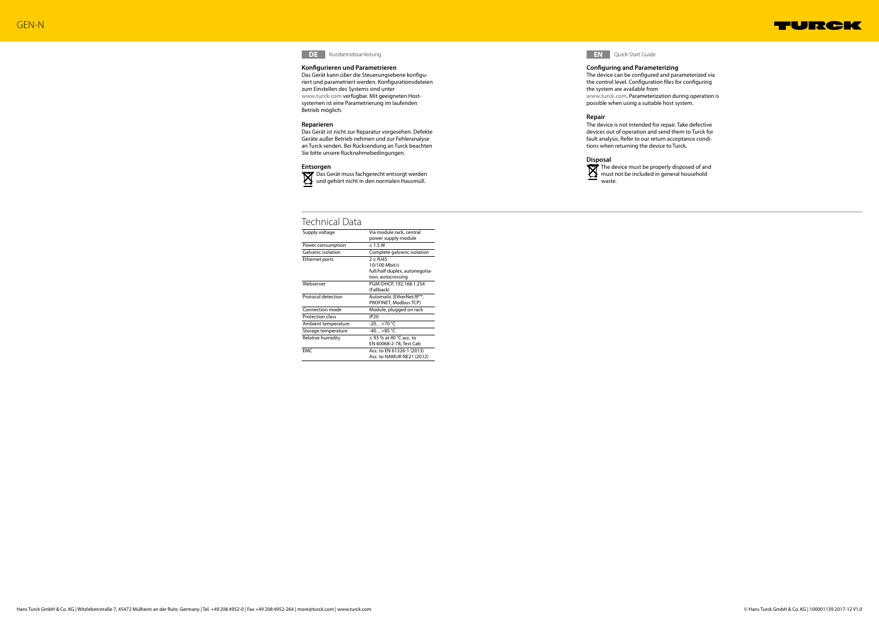**DE** Kurzbetriebsanleitung

### Konfigurieren und Parametrieren

Das Gerät kann über die Steuerungsebene konfiguriert und parametriert werden. Konfigurationsdateien zum Einstellen des Systems sind unter **www.turck.com** verfügbar. Mit geeigneten Hostsystemen ist eine Parametrierung im laufenden Betrieb möglich.

### Reparieren

Das Gerät ist nicht zur Reparatur vorgesehen. Defekte Geräte außer Betrieb nehmen und zur Fehleranalyse an Turck senden. Bei Rücksendung an Turck beachten Sie bitte unsere Rücknahmebedingungen.

### Entsorgen

Das Gerät muss fachgerecht entsorgt werden und gehört nicht in den normalen Hausmüll.

**EN** Quick-Start Guide

### Configuring and Parameterizing

The device can be configured and parameterized via the control level. Configuration files for configuring the system are available from **www.turck.com**. Parameterization during operation is possible when using a suitable host system.

### Repair

The device is not intended for repair. Take defective devices out of operation and send them to Turck for fault analysis. Refer to our return acceptance conditions when returning the device to Turck.

### Disposal

The device must be properly disposed of and must not be included in general household waste.

## Technical Data

| | |
|---|---|
| Supply voltage | Via module rack, central power supply module |
| Power consumption | ≤ 1.5 W |
| Galvanic isolation | Complete galvanic isolation |
| Ethernet ports | 2 × RJ45<br>10/100 Mbit/s<br>full/half duplex, autonegotiation, autocrossing |
| Webserver | PGM-DHCP, 192.168.1.254 (Fallback) |
| Protocol detection | Automatic (EtherNet/IP™, PROFINET, Modbus TCP) |
| Connection mode | Module, plugged on rack |
| Protection class | IP20 |
| Ambient temperature | -20…+70 °C |
| Storage temperature | -40…+85 °C |
| Relative humidity | ≤ 93 % at 40 °C acc. to EN 60068-2-78, Test Cab |
| EMC | Acc. to EN 61326-1 (2013)<br>Acc. to NAMUR NE21 (2012) |